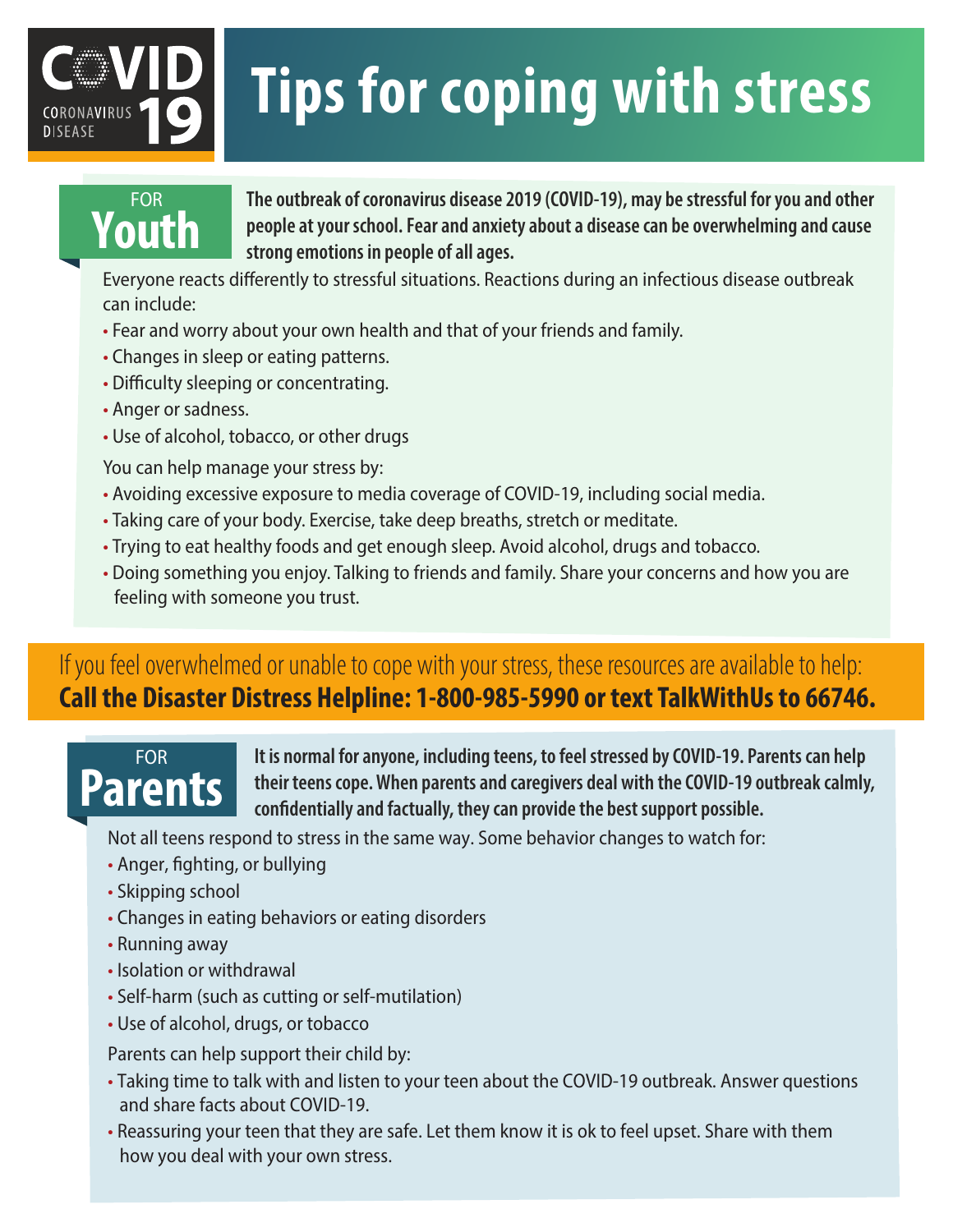COVID 19 CORONAVIRUS DISEASE

# Tips for coping with stress

## FOR Youth

**The outbreak of coronavirus disease 2019 (COVID-19), may be stressful for you and other people at your school. Fear and anxiety about a disease can be overwhelming and cause strong emotions in people of all ages.**

Everyone reacts differently to stressful situations. Reactions during an infectious disease outbreak can include:

- Fear and worry about your own health and that of your friends and family.
- Changes in sleep or eating patterns.
- Difficulty sleeping or concentrating.
- Anger or sadness.
- Use of alcohol, tobacco, or other drugs

You can help manage your stress by:

- Avoiding excessive exposure to media coverage of COVID-19, including social media.
- Taking care of your body. Exercise, take deep breaths, stretch or meditate.
- Trying to eat healthy foods and get enough sleep. Avoid alcohol, drugs and tobacco.
- Doing something you enjoy. Talking to friends and family. Share your concerns and how you are feeling with someone you trust.

If you feel overwhelmed or unable to cope with your stress, these resources are available to help:
**Call the Disaster Distress Helpline: 1-800-985-5990 or text TalkWithUs to 66746.**

## FOR Parents

**It is normal for anyone, including teens, to feel stressed by COVID-19. Parents can help their teens cope. When parents and caregivers deal with the COVID-19 outbreak calmly, confidentially and factually, they can provide the best support possible.**

Not all teens respond to stress in the same way. Some behavior changes to watch for:

- Anger, fighting, or bullying
- Skipping school
- Changes in eating behaviors or eating disorders
- Running away
- Isolation or withdrawal
- Self-harm (such as cutting or self-mutilation)
- Use of alcohol, drugs, or tobacco

Parents can help support their child by:

- Taking time to talk with and listen to your teen about the COVID-19 outbreak. Answer questions and share facts about COVID-19.
- Reassuring your teen that they are safe. Let them know it is ok to feel upset. Share with them how you deal with your own stress.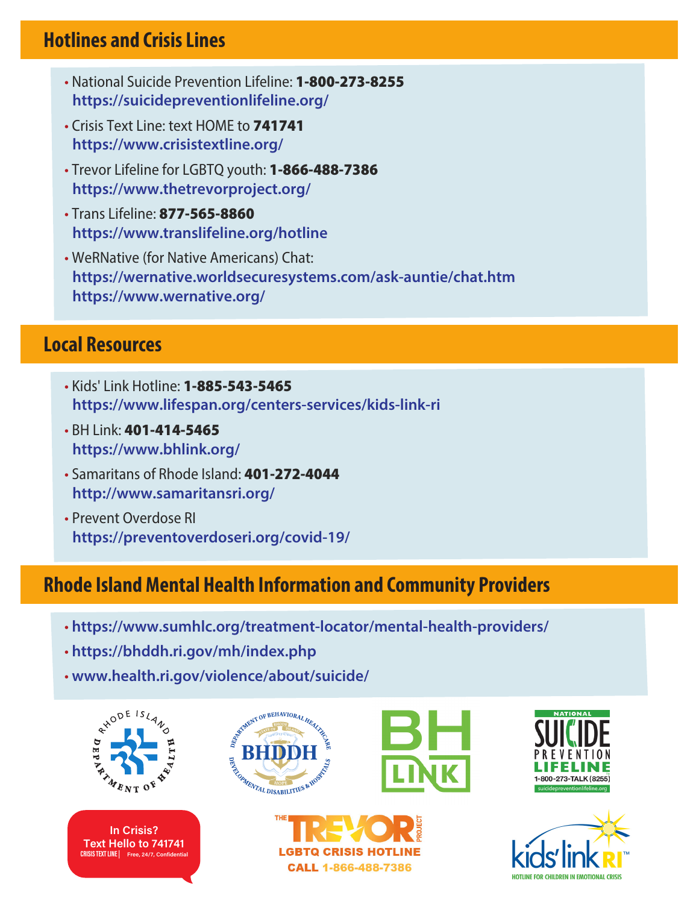## Hotlines and Crisis Lines

- National Suicide Prevention Lifeline: **1-800-273-8255**
  **https://suicidepreventionlifeline.org/**
- Crisis Text Line: text HOME to **741741**
  **https://www.crisistextline.org/**
- Trevor Lifeline for LGBTQ youth: **1-866-488-7386**
  **https://www.thetrevorproject.org/**
- Trans Lifeline: **877-565-8860**
  **https://www.translifeline.org/hotline**
- WeRNative (for Native Americans) Chat:
  **https://wernative.worldsecuresystems.com/ask-auntie/chat.htm**
  **https://www.wernative.org/**

## Local Resources

- Kids' Link Hotline: **1-885-543-5465**
  **https://www.lifespan.org/centers-services/kids-link-ri**
- BH Link: **401-414-5465**
  **https://www.bhlink.org/**
- Samaritans of Rhode Island: **401-272-4044**
  **http://www.samaritansri.org/**
- Prevent Overdose RI
  **https://preventoverdoseri.org/covid-19/**

## Rhode Island Mental Health Information and Community Providers

- **https://www.sumhlc.org/treatment-locator/mental-health-providers/**
- **https://bhddh.ri.gov/mh/index.php**
- **www.health.ri.gov/violence/about/suicide/**

Rhode Island Department of Health

Department of Behavioral Healthcare, Developmental Disabilities & Hospitals BHDDH

BH LINK

NATIONAL SUICIDE PREVENTION LIFELINE 1-800-273-TALK (8255) suicidepreventionlifeline.org

In Crisis? Text Hello to 741741
CRISIS TEXT LINE | Free, 24/7, Confidential

THE TREVOR PROJECT
LGBTQ CRISIS HOTLINE
CALL 1-866-488-7386

kids' link RI™
HOTLINE FOR CHILDREN IN EMOTIONAL CRISIS